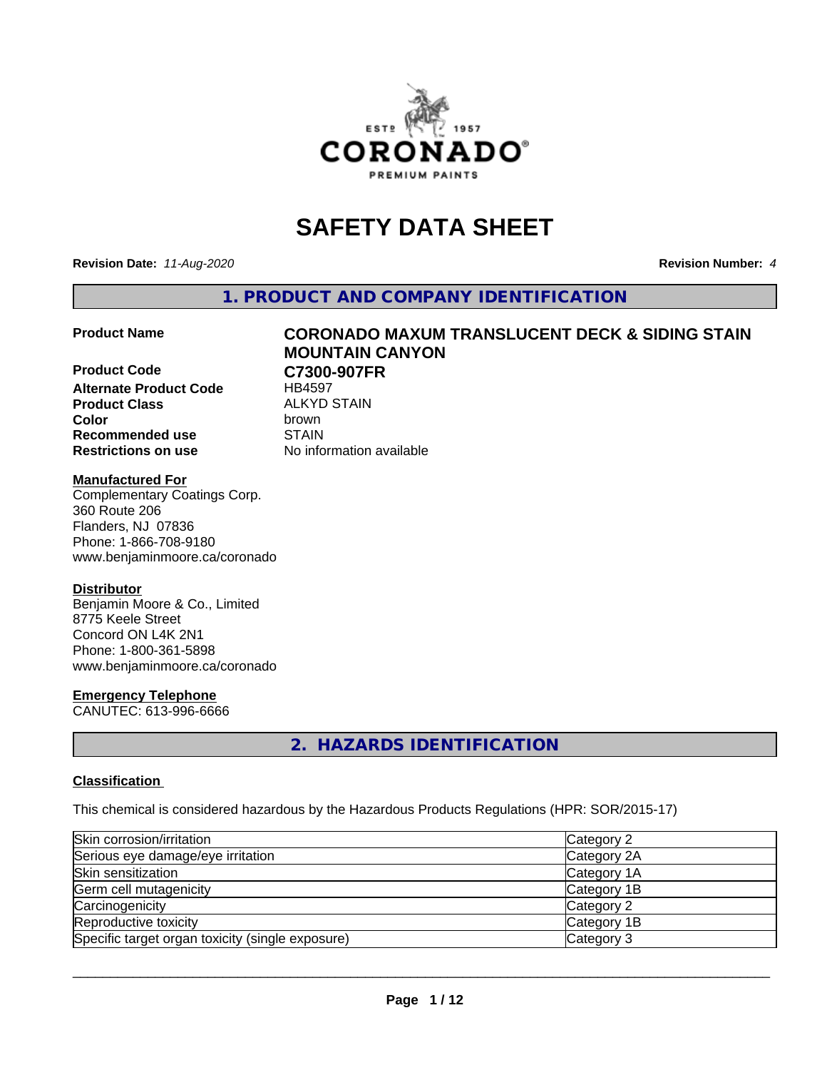# SAFETY DATA SHEET

**Revision Date:** *11-Aug-2020* **Revision Number:** *4*

## 1. PRODUCT AND COMPANY IDENTIFICATION

| | |
|---|---|
| **Product Name** | **CORONADO MAXUM TRANSLUCENT DECK & SIDING STAIN MOUNTAIN CANYON** |
| **Product Code** | **C7300-907FR** |
| **Alternate Product Code** | HB4597 |
| **Product Class** | ALKYD STAIN |
| **Color** | brown |
| **Recommended use** | STAIN |
| **Restrictions on use** | No information available |

**Manufactured For**
Complementary Coatings Corp.
360 Route 206
Flanders, NJ 07836
Phone: 1-866-708-9180
www.benjaminmoore.ca/coronado

**Distributor**
Benjamin Moore & Co., Limited
8775 Keele Street
Concord ON L4K 2N1
Phone: 1-800-361-5898
www.benjaminmoore.ca/coronado

**Emergency Telephone**
CANUTEC: 613-996-6666

## 2. HAZARDS IDENTIFICATION

**Classification**

This chemical is considered hazardous by the Hazardous Products Regulations (HPR: SOR/2015-17)

| | |
|---|---|
| Skin corrosion/irritation | Category 2 |
| Serious eye damage/eye irritation | Category 2A |
| Skin sensitization | Category 1A |
| Germ cell mutagenicity | Category 1B |
| Carcinogenicity | Category 2 |
| Reproductive toxicity | Category 1B |
| Specific target organ toxicity (single exposure) | Category 3 |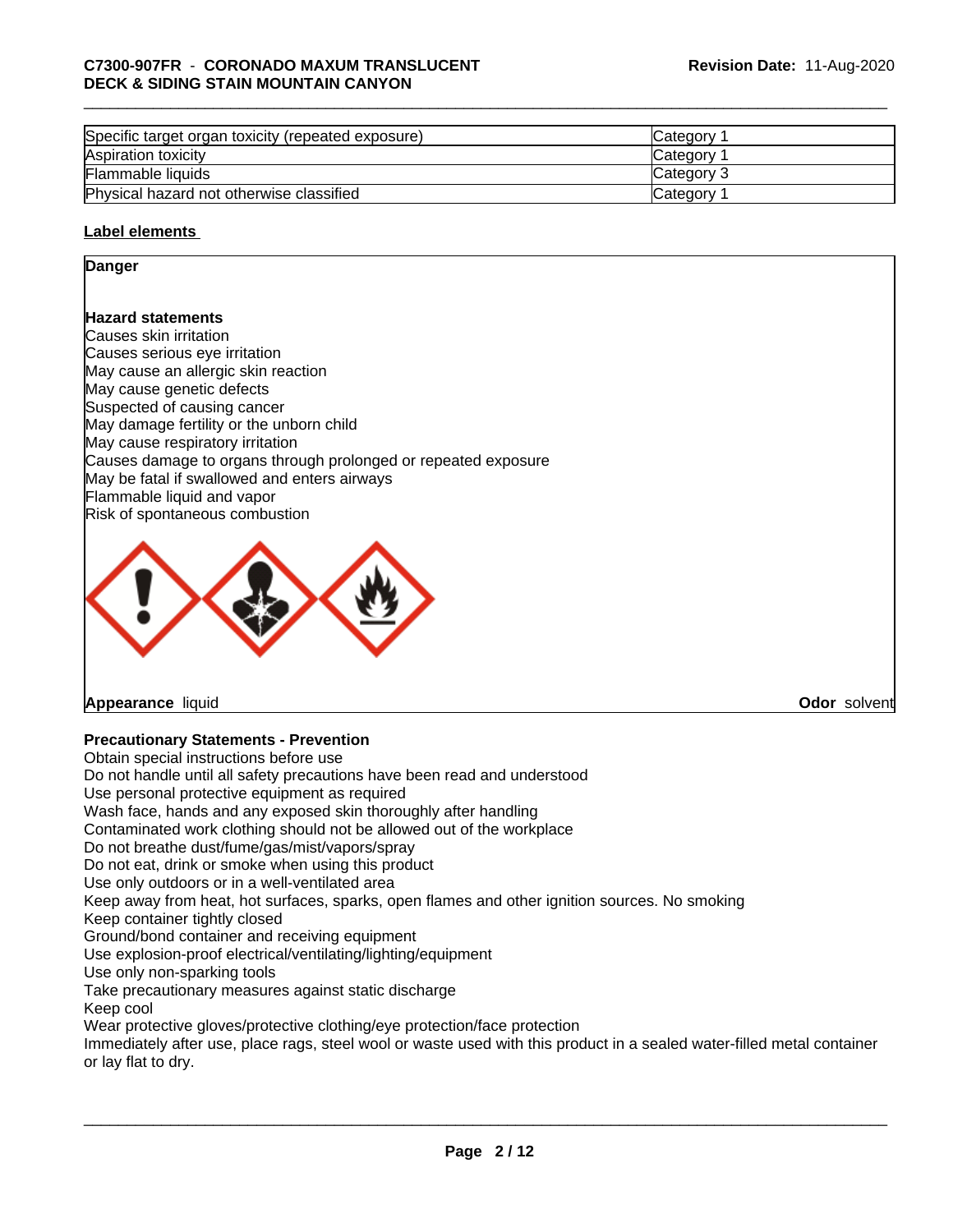| Specific target organ toxicity (repeated exposure) | Category 1 |
|---|---|
| Aspiration toxicity | Category 1 |
| Flammable liquids | Category 3 |
| Physical hazard not otherwise classified | Category 1 |

**Label elements**

**Danger**

**Hazard statements**

Causes skin irritation
Causes serious eye irritation
May cause an allergic skin reaction
May cause genetic defects
Suspected of causing cancer
May damage fertility or the unborn child
May cause respiratory irritation
Causes damage to organs through prolonged or repeated exposure
May be fatal if swallowed and enters airways
Flammable liquid and vapor
Risk of spontaneous combustion

**Appearance** liquid **Odor** solvent

**Precautionary Statements - Prevention**

Obtain special instructions before use
Do not handle until all safety precautions have been read and understood
Use personal protective equipment as required
Wash face, hands and any exposed skin thoroughly after handling
Contaminated work clothing should not be allowed out of the workplace
Do not breathe dust/fume/gas/mist/vapors/spray
Do not eat, drink or smoke when using this product
Use only outdoors or in a well-ventilated area
Keep away from heat, hot surfaces, sparks, open flames and other ignition sources. No smoking
Keep container tightly closed
Ground/bond container and receiving equipment
Use explosion-proof electrical/ventilating/lighting/equipment
Use only non-sparking tools
Take precautionary measures against static discharge
Keep cool
Wear protective gloves/protective clothing/eye protection/face protection
Immediately after use, place rags, steel wool or waste used with this product in a sealed water-filled metal container or lay flat to dry.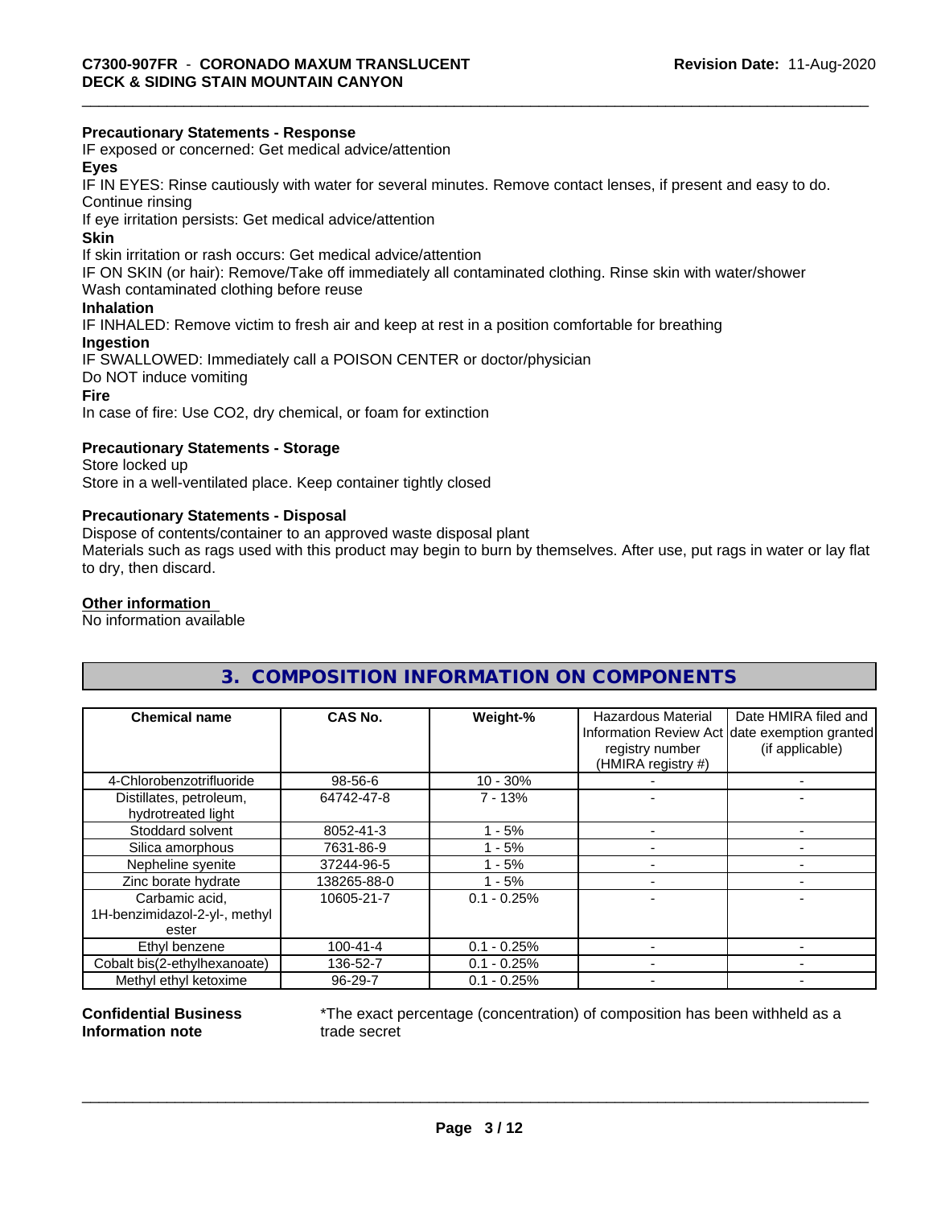**Precautionary Statements - Response**

IF exposed or concerned: Get medical advice/attention

**Eyes**

IF IN EYES: Rinse cautiously with water for several minutes. Remove contact lenses, if present and easy to do. Continue rinsing

If eye irritation persists: Get medical advice/attention

**Skin**

If skin irritation or rash occurs: Get medical advice/attention

IF ON SKIN (or hair): Remove/Take off immediately all contaminated clothing. Rinse skin with water/shower

Wash contaminated clothing before reuse

**Inhalation**

IF INHALED: Remove victim to fresh air and keep at rest in a position comfortable for breathing

**Ingestion**

IF SWALLOWED: Immediately call a POISON CENTER or doctor/physician

Do NOT induce vomiting

**Fire**

In case of fire: Use CO2, dry chemical, or foam for extinction

**Precautionary Statements - Storage**

Store locked up

Store in a well-ventilated place. Keep container tightly closed

**Precautionary Statements - Disposal**

Dispose of contents/container to an approved waste disposal plant

Materials such as rags used with this product may begin to burn by themselves. After use, put rags in water or lay flat to dry, then discard.

**Other information**

No information available

## 3. COMPOSITION INFORMATION ON COMPONENTS

| Chemical name | CAS No. | Weight-% | Hazardous Material Information Review Act registry number (HMIRA registry #) | Date HMIRA filed and date exemption granted (if applicable) |
|---|---|---|---|---|
| 4-Chlorobenzotrifluoride | 98-56-6 | 10 - 30% | - | - |
| Distillates, petroleum, hydrotreated light | 64742-47-8 | 7 - 13% | - | - |
| Stoddard solvent | 8052-41-3 | 1 - 5% | - | - |
| Silica amorphous | 7631-86-9 | 1 - 5% | - | - |
| Nepheline syenite | 37244-96-5 | 1 - 5% | - | - |
| Zinc borate hydrate | 138265-88-0 | 1 - 5% | - | - |
| Carbamic acid, 1H-benzimidazol-2-yl-, methyl ester | 10605-21-7 | 0.1 - 0.25% | - | - |
| Ethyl benzene | 100-41-4 | 0.1 - 0.25% | - | - |
| Cobalt bis(2-ethylhexanoate) | 136-52-7 | 0.1 - 0.25% | - | - |
| Methyl ethyl ketoxime | 96-29-7 | 0.1 - 0.25% | - | - |

**Confidential Business Information note**

*The exact percentage (concentration) of composition has been withheld as a trade secret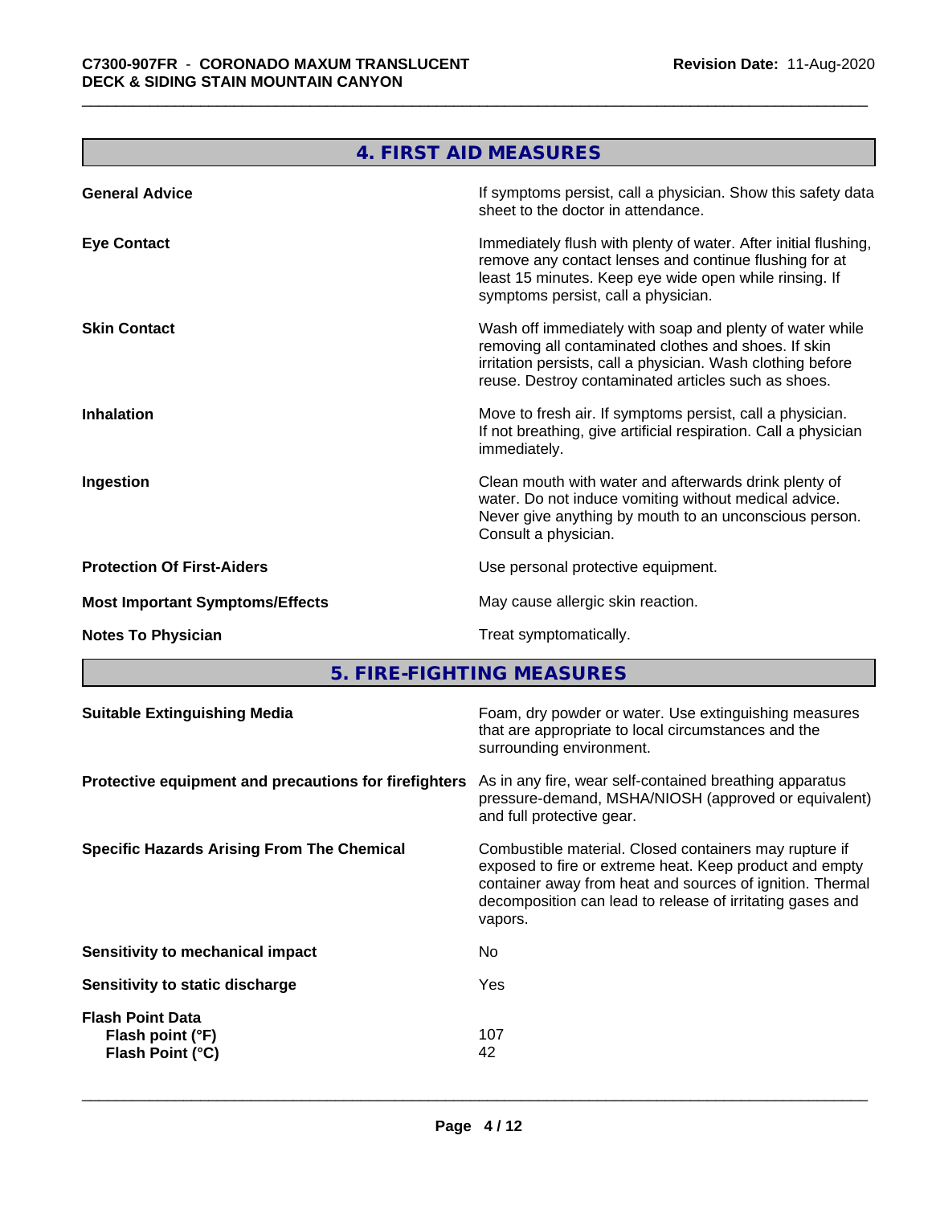## 4. FIRST AID MEASURES

| | |
|---|---|
| **General Advice** | If symptoms persist, call a physician. Show this safety data sheet to the doctor in attendance. |
| **Eye Contact** | Immediately flush with plenty of water. After initial flushing, remove any contact lenses and continue flushing for at least 15 minutes. Keep eye wide open while rinsing. If symptoms persist, call a physician. |
| **Skin Contact** | Wash off immediately with soap and plenty of water while removing all contaminated clothes and shoes. If skin irritation persists, call a physician. Wash clothing before reuse. Destroy contaminated articles such as shoes. |
| **Inhalation** | Move to fresh air. If symptoms persist, call a physician. If not breathing, give artificial respiration. Call a physician immediately. |
| **Ingestion** | Clean mouth with water and afterwards drink plenty of water. Do not induce vomiting without medical advice. Never give anything by mouth to an unconscious person. Consult a physician. |
| **Protection Of First-Aiders** | Use personal protective equipment. |
| **Most Important Symptoms/Effects** | May cause allergic skin reaction. |
| **Notes To Physician** | Treat symptomatically. |

## 5. FIRE-FIGHTING MEASURES

| | |
|---|---|
| **Suitable Extinguishing Media** | Foam, dry powder or water. Use extinguishing measures that are appropriate to local circumstances and the surrounding environment. |
| **Protective equipment and precautions for firefighters** | As in any fire, wear self-contained breathing apparatus pressure-demand, MSHA/NIOSH (approved or equivalent) and full protective gear. |
| **Specific Hazards Arising From The Chemical** | Combustible material. Closed containers may rupture if exposed to fire or extreme heat. Keep product and empty container away from heat and sources of ignition. Thermal decomposition can lead to release of irritating gases and vapors. |
| **Sensitivity to mechanical impact** | No |
| **Sensitivity to static discharge** | Yes |
| **Flash Point Data** | |
| **Flash point (°F)** | 107 |
| **Flash Point (°C)** | 42 |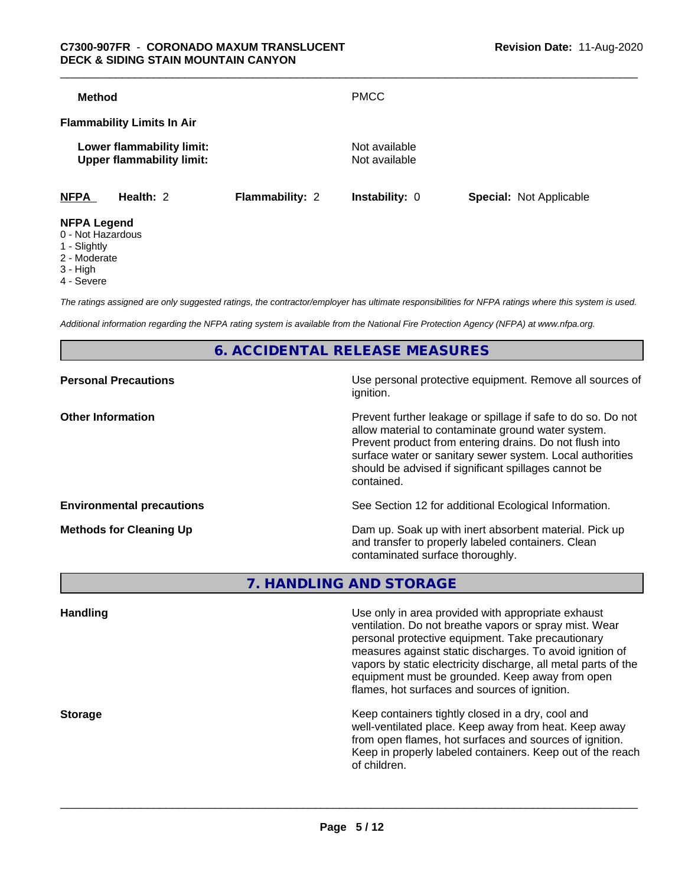| | |
|---|---|
| **Method** | PMCC |

**Flammability Limits In Air**

| | |
|---|---|
| **Lower flammability limit:** | Not available |
| **Upper flammability limit:** | Not available |

| **NFPA** | **Health:** 2 | **Flammability:** 2 | **Instability:** 0 | **Special:** Not Applicable |
|---|---|---|---|---|

**NFPA Legend**
- 0 - Not Hazardous
- 1 - Slightly
- 2 - Moderate
- 3 - High
- 4 - Severe

*The ratings assigned are only suggested ratings, the contractor/employer has ultimate responsibilities for NFPA ratings where this system is used.*

*Additional information regarding the NFPA rating system is available from the National Fire Protection Agency (NFPA) at www.nfpa.org.*

## 6. ACCIDENTAL RELEASE MEASURES

| | |
|---|---|
| **Personal Precautions** | Use personal protective equipment. Remove all sources of ignition. |
| **Other Information** | Prevent further leakage or spillage if safe to do so. Do not allow material to contaminate ground water system. Prevent product from entering drains. Do not flush into surface water or sanitary sewer system. Local authorities should be advised if significant spillages cannot be contained. |
| **Environmental precautions** | See Section 12 for additional Ecological Information. |
| **Methods for Cleaning Up** | Dam up. Soak up with inert absorbent material. Pick up and transfer to properly labeled containers. Clean contaminated surface thoroughly. |

## 7. HANDLING AND STORAGE

| | |
|---|---|
| **Handling** | Use only in area provided with appropriate exhaust ventilation. Do not breathe vapors or spray mist. Wear personal protective equipment. Take precautionary measures against static discharges. To avoid ignition of vapors by static electricity discharge, all metal parts of the equipment must be grounded. Keep away from open flames, hot surfaces and sources of ignition. |
| **Storage** | Keep containers tightly closed in a dry, cool and well-ventilated place. Keep away from heat. Keep away from open flames, hot surfaces and sources of ignition. Keep in properly labeled containers. Keep out of the reach of children. |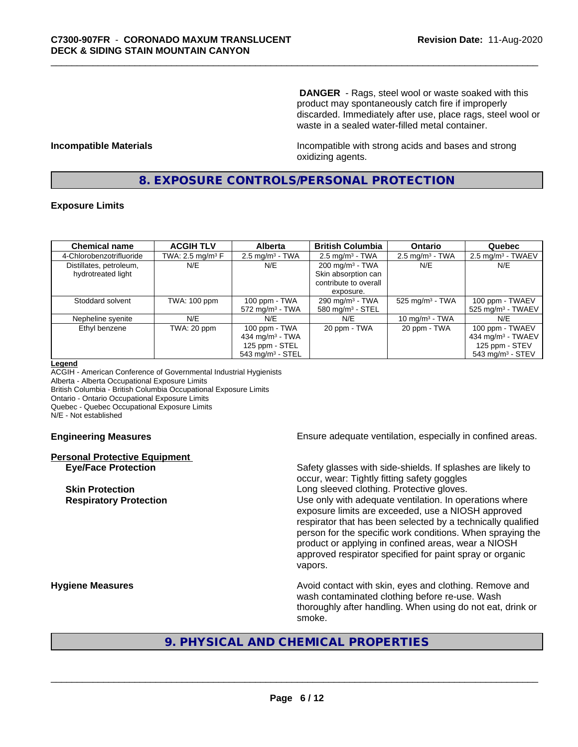**DANGER** - Rags, steel wool or waste soaked with this product may spontaneously catch fire if improperly discarded. Immediately after use, place rags, steel wool or waste in a sealed water-filled metal container.

**Incompatible Materials**

Incompatible with strong acids and bases and strong oxidizing agents.

## 8. EXPOSURE CONTROLS/PERSONAL PROTECTION

### Exposure Limits

| Chemical name | ACGIH TLV | Alberta | British Columbia | Ontario | Quebec |
|---|---|---|---|---|---|
| 4-Chlorobenzotrifluoride | TWA: 2.5 mg/m³ F | 2.5 mg/m³ - TWA | 2.5 mg/m³ - TWA | 2.5 mg/m³ - TWA | 2.5 mg/m³ - TWAEV |
| Distillates, petroleum, hydrotreated light | N/E | N/E | 200 mg/m³ - TWA Skin absorption can contribute to overall exposure. | N/E | N/E |
| Stoddard solvent | TWA: 100 ppm | 100 ppm - TWA 572 mg/m³ - TWA | 290 mg/m³ - TWA 580 mg/m³ - STEL | 525 mg/m³ - TWA | 100 ppm - TWAEV 525 mg/m³ - TWAEV |
| Nepheline syenite | N/E | N/E | N/E | 10 mg/m³ - TWA | N/E |
| Ethyl benzene | TWA: 20 ppm | 100 ppm - TWA 434 mg/m³ - TWA 125 ppm - STEL 543 mg/m³ - STEL | 20 ppm - TWA | 20 ppm - TWA | 100 ppm - TWAEV 434 mg/m³ - TWAEV 125 ppm - STEV 543 mg/m³ - STEV |

**Legend**
ACGIH - American Conference of Governmental Industrial Hygienists
Alberta - Alberta Occupational Exposure Limits
British Columbia - British Columbia Occupational Exposure Limits
Ontario - Ontario Occupational Exposure Limits
Quebec - Quebec Occupational Exposure Limits
N/E - Not established

**Engineering Measures**

Ensure adequate ventilation, especially in confined areas.

**Personal Protective Equipment**

**Eye/Face Protection**

Safety glasses with side-shields. If splashes are likely to occur, wear: Tightly fitting safety goggles

**Skin Protection**

Long sleeved clothing. Protective gloves.

**Respiratory Protection**

Use only with adequate ventilation. In operations where exposure limits are exceeded, use a NIOSH approved respirator that has been selected by a technically qualified person for the specific work conditions. When spraying the product or applying in confined areas, wear a NIOSH approved respirator specified for paint spray or organic vapors.

**Hygiene Measures**

Avoid contact with skin, eyes and clothing. Remove and wash contaminated clothing before re-use. Wash thoroughly after handling. When using do not eat, drink or smoke.

## 9. PHYSICAL AND CHEMICAL PROPERTIES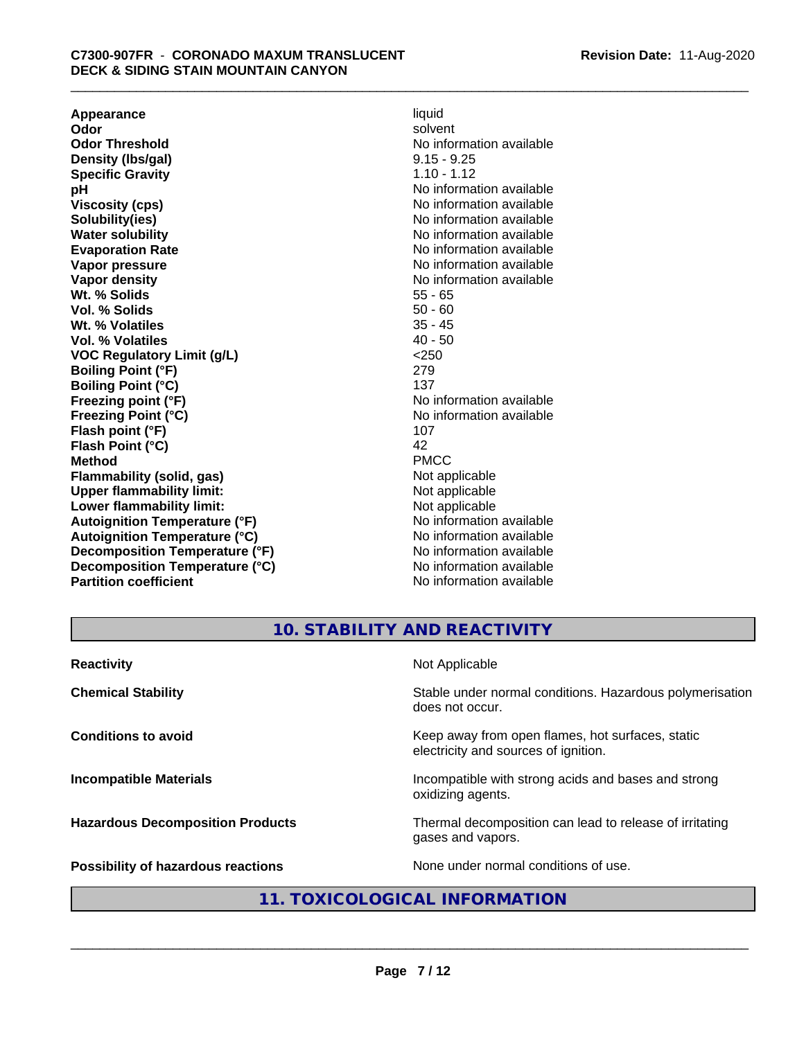| | |
|---|---|
| **Appearance** | liquid |
| **Odor** | solvent |
| **Odor Threshold** | No information available |
| **Density (lbs/gal)** | 9.15 - 9.25 |
| **Specific Gravity** | 1.10 - 1.12 |
| **pH** | No information available |
| **Viscosity (cps)** | No information available |
| **Solubility(ies)** | No information available |
| **Water solubility** | No information available |
| **Evaporation Rate** | No information available |
| **Vapor pressure** | No information available |
| **Vapor density** | No information available |
| **Wt. % Solids** | 55 - 65 |
| **Vol. % Solids** | 50 - 60 |
| **Wt. % Volatiles** | 35 - 45 |
| **Vol. % Volatiles** | 40 - 50 |
| **VOC Regulatory Limit (g/L)** | <250 |
| **Boiling Point (°F)** | 279 |
| **Boiling Point (°C)** | 137 |
| **Freezing point (°F)** | No information available |
| **Freezing Point (°C)** | No information available |
| **Flash point (°F)** | 107 |
| **Flash Point (°C)** | 42 |
| **Method** | PMCC |
| **Flammability (solid, gas)** | Not applicable |
| **Upper flammability limit:** | Not applicable |
| **Lower flammability limit:** | Not applicable |
| **Autoignition Temperature (°F)** | No information available |
| **Autoignition Temperature (°C)** | No information available |
| **Decomposition Temperature (°F)** | No information available |
| **Decomposition Temperature (°C)** | No information available |
| **Partition coefficient** | No information available |

## 10. STABILITY AND REACTIVITY

| | |
|---|---|
| **Reactivity** | Not Applicable |
| **Chemical Stability** | Stable under normal conditions. Hazardous polymerisation does not occur. |
| **Conditions to avoid** | Keep away from open flames, hot surfaces, static electricity and sources of ignition. |
| **Incompatible Materials** | Incompatible with strong acids and bases and strong oxidizing agents. |
| **Hazardous Decomposition Products** | Thermal decomposition can lead to release of irritating gases and vapors. |
| **Possibility of hazardous reactions** | None under normal conditions of use. |

## 11. TOXICOLOGICAL INFORMATION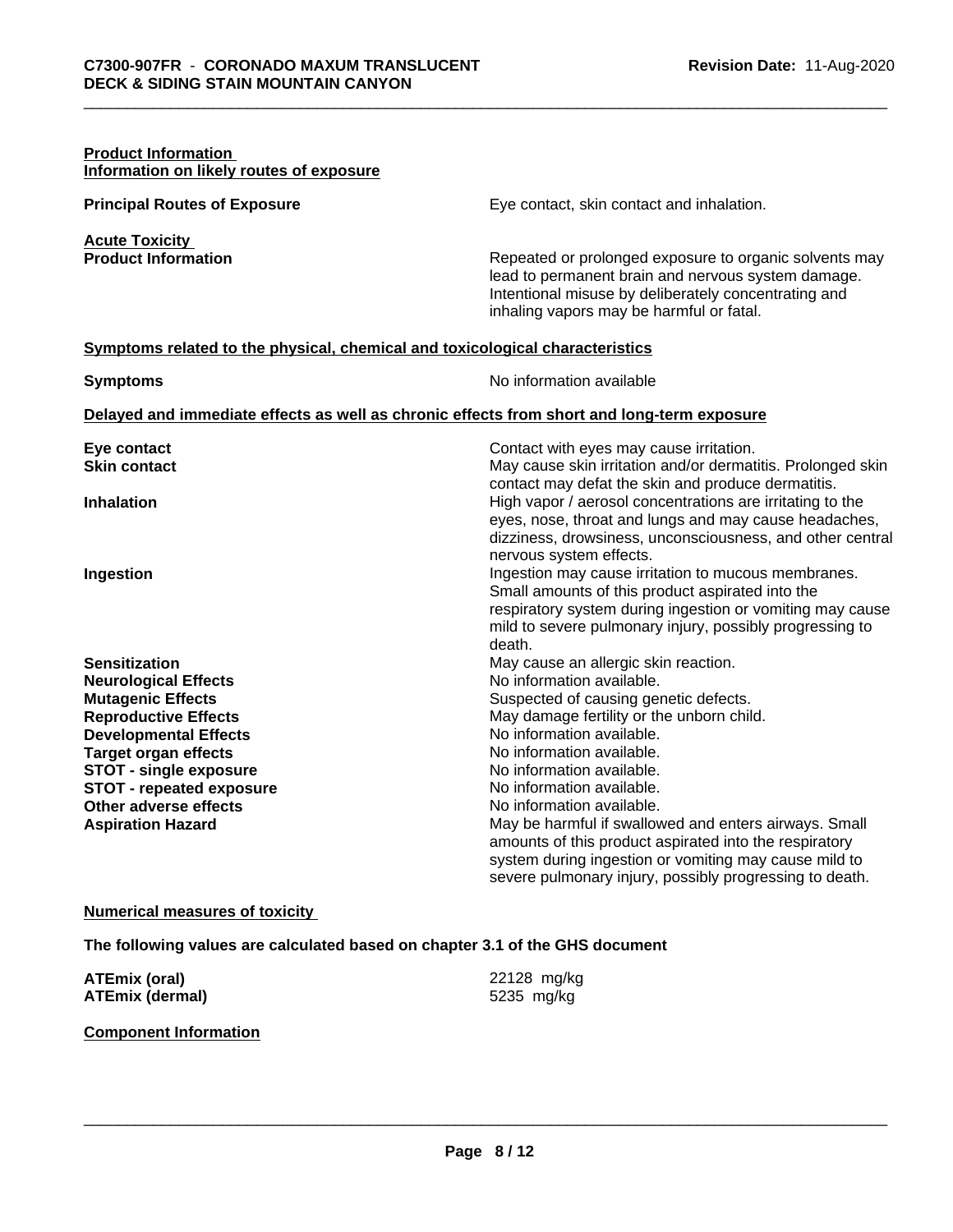**Product Information**

**Information on likely routes of exposure**

**Principal Routes of Exposure** Eye contact, skin contact and inhalation.

**Acute Toxicity**

**Product Information** Repeated or prolonged exposure to organic solvents may lead to permanent brain and nervous system damage. Intentional misuse by deliberately concentrating and inhaling vapors may be harmful or fatal.

**Symptoms related to the physical, chemical and toxicological characteristics**

**Symptoms** No information available

**Delayed and immediate effects as well as chronic effects from short and long-term exposure**

| | |
|---|---|
| **Eye contact** | Contact with eyes may cause irritation. |
| **Skin contact** | May cause skin irritation and/or dermatitis. Prolonged skin contact may defat the skin and produce dermatitis. |
| **Inhalation** | High vapor / aerosol concentrations are irritating to the eyes, nose, throat and lungs and may cause headaches, dizziness, drowsiness, unconsciousness, and other central nervous system effects. |
| **Ingestion** | Ingestion may cause irritation to mucous membranes. Small amounts of this product aspirated into the respiratory system during ingestion or vomiting may cause mild to severe pulmonary injury, possibly progressing to death. |
| **Sensitization** | May cause an allergic skin reaction. |
| **Neurological Effects** | No information available. |
| **Mutagenic Effects** | Suspected of causing genetic defects. |
| **Reproductive Effects** | May damage fertility or the unborn child. |
| **Developmental Effects** | No information available. |
| **Target organ effects** | No information available. |
| **STOT - single exposure** | No information available. |
| **STOT - repeated exposure** | No information available. |
| **Other adverse effects** | No information available. |
| **Aspiration Hazard** | May be harmful if swallowed and enters airways. Small amounts of this product aspirated into the respiratory system during ingestion or vomiting may cause mild to severe pulmonary injury, possibly progressing to death. |

**Numerical measures of toxicity**

**The following values are calculated based on chapter 3.1 of the GHS document**

| | |
|---|---|
| **ATEmix (oral)** | 22128 mg/kg |
| **ATEmix (dermal)** | 5235 mg/kg |

**Component Information**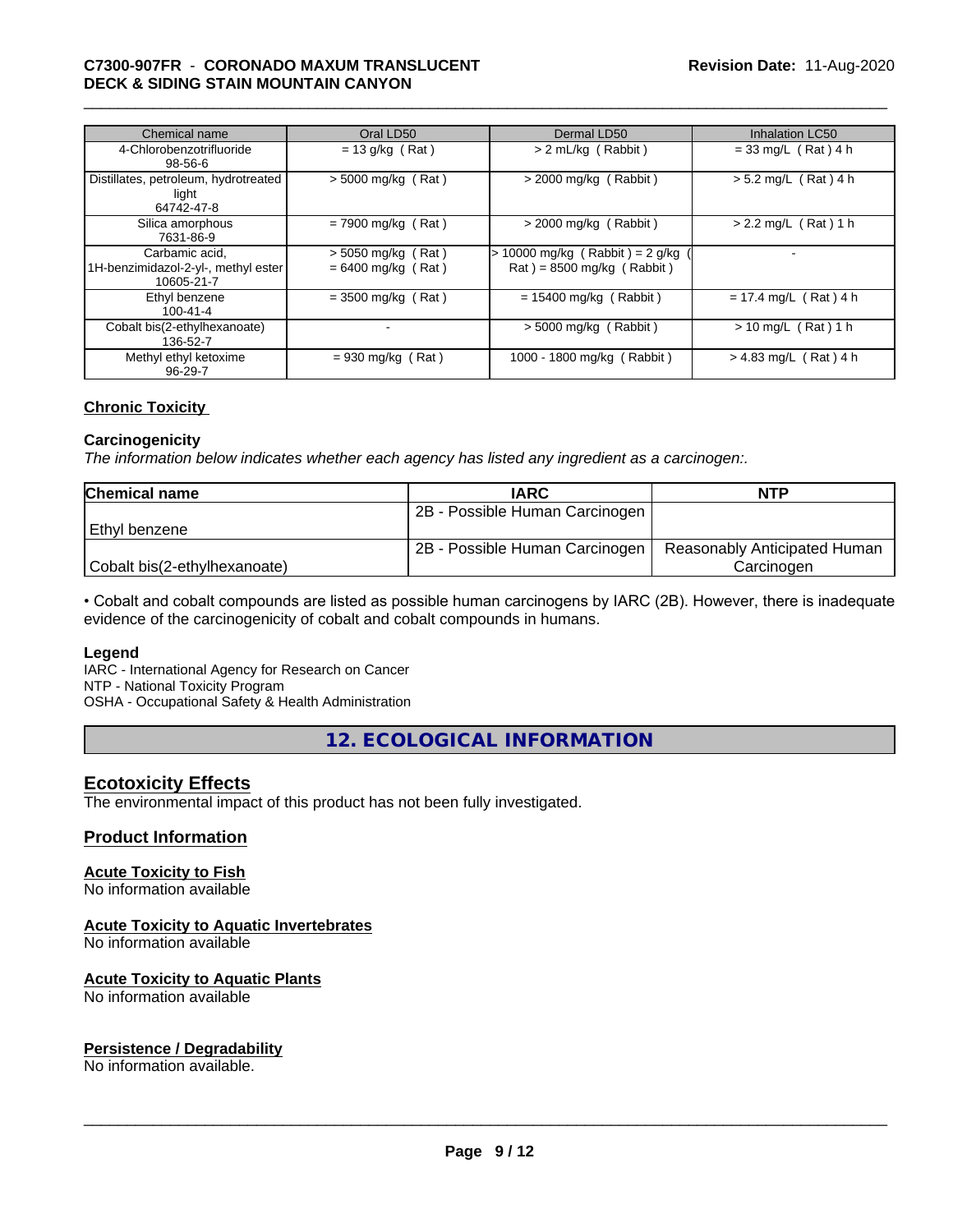| Chemical name | Oral LD50 | Dermal LD50 | Inhalation LC50 |
| --- | --- | --- | --- |
| 4-Chlorobenzotrifluoride 98-56-6 | = 13 g/kg ( Rat ) | > 2 mL/kg ( Rabbit ) | = 33 mg/L ( Rat ) 4 h |
| Distillates, petroleum, hydrotreated light 64742-47-8 | > 5000 mg/kg ( Rat ) | > 2000 mg/kg ( Rabbit ) | > 5.2 mg/L ( Rat ) 4 h |
| Silica amorphous 7631-86-9 | = 7900 mg/kg ( Rat ) | > 2000 mg/kg ( Rabbit ) | > 2.2 mg/L ( Rat ) 1 h |
| Carbamic acid, 1H-benzimidazol-2-yl-, methyl ester 10605-21-7 | > 5050 mg/kg ( Rat ) = 6400 mg/kg ( Rat ) | > 10000 mg/kg ( Rabbit ) = 2 g/kg ( Rat ) = 8500 mg/kg ( Rabbit ) | - |
| Ethyl benzene 100-41-4 | = 3500 mg/kg ( Rat ) | = 15400 mg/kg ( Rabbit ) | = 17.4 mg/L ( Rat ) 4 h |
| Cobalt bis(2-ethylhexanoate) 136-52-7 | - | > 5000 mg/kg ( Rabbit ) | > 10 mg/L ( Rat ) 1 h |
| Methyl ethyl ketoxime 96-29-7 | = 930 mg/kg ( Rat ) | 1000 - 1800 mg/kg ( Rabbit ) | > 4.83 mg/L ( Rat ) 4 h |

### Chronic Toxicity

#### Carcinogenicity

*The information below indicates whether each agency has listed any ingredient as a carcinogen:.*

| Chemical name | IARC | NTP |
| --- | --- | --- |
| Ethyl benzene | 2B - Possible Human Carcinogen | |
| Cobalt bis(2-ethylhexanoate) | 2B - Possible Human Carcinogen | Reasonably Anticipated Human Carcinogen |

• Cobalt and cobalt compounds are listed as possible human carcinogens by IARC (2B). However, there is inadequate evidence of the carcinogenicity of cobalt and cobalt compounds in humans.

**Legend**

IARC - International Agency for Research on Cancer
NTP - National Toxicity Program
OSHA - Occupational Safety & Health Administration

## 12. ECOLOGICAL INFORMATION

### Ecotoxicity Effects

The environmental impact of this product has not been fully investigated.

### Product Information

#### Acute Toxicity to Fish

No information available

#### Acute Toxicity to Aquatic Invertebrates

No information available

#### Acute Toxicity to Aquatic Plants

No information available

#### Persistence / Degradability

No information available.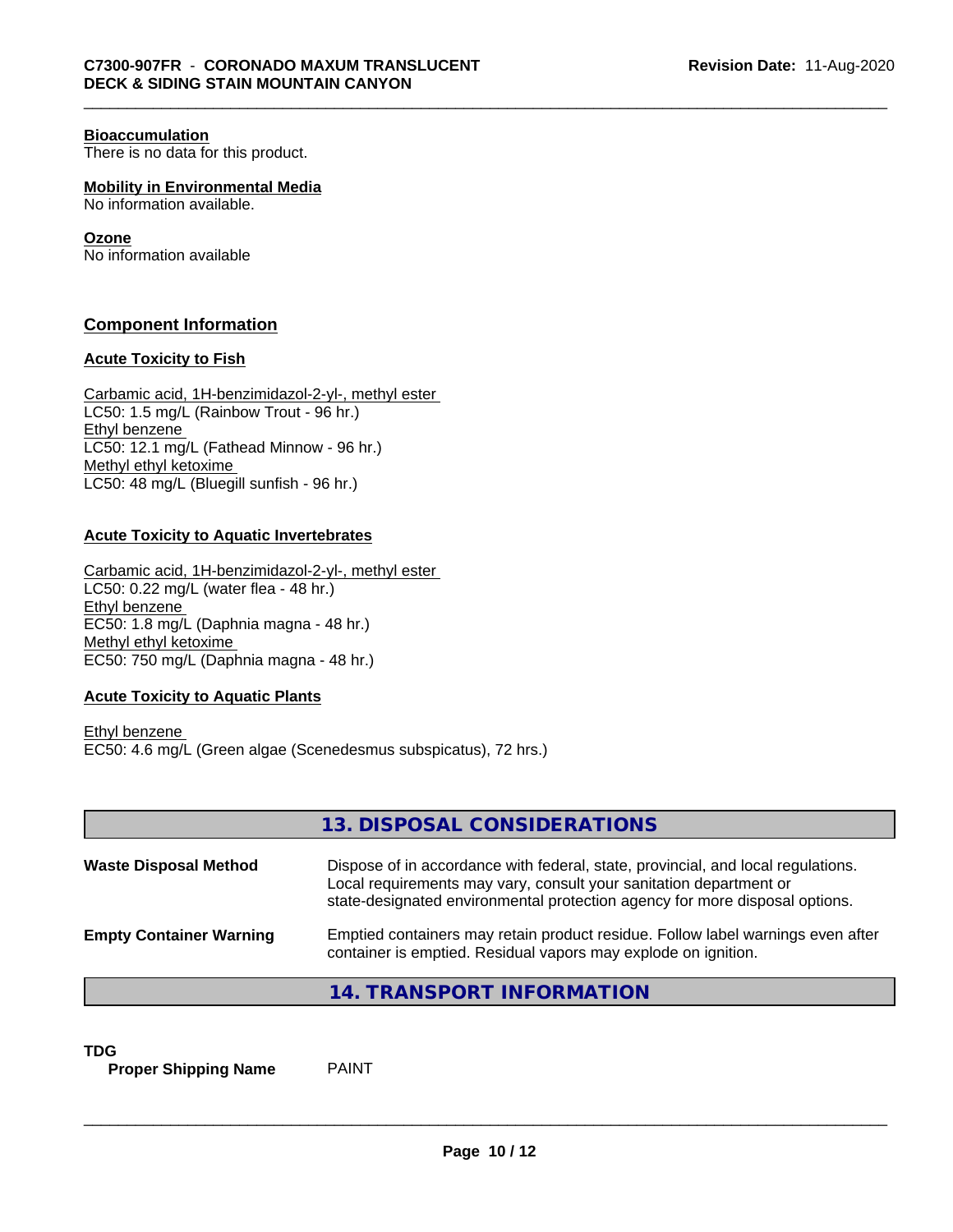**Bioaccumulation**
There is no data for this product.

**Mobility in Environmental Media**
No information available.

**Ozone**
No information available

## Component Information

**Acute Toxicity to Fish**

Carbamic acid, 1H-benzimidazol-2-yl-, methyl ester
LC50: 1.5 mg/L (Rainbow Trout - 96 hr.)
Ethyl benzene
LC50: 12.1 mg/L (Fathead Minnow - 96 hr.)
Methyl ethyl ketoxime
LC50: 48 mg/L (Bluegill sunfish - 96 hr.)

**Acute Toxicity to Aquatic Invertebrates**

Carbamic acid, 1H-benzimidazol-2-yl-, methyl ester
LC50: 0.22 mg/L (water flea - 48 hr.)
Ethyl benzene
EC50: 1.8 mg/L (Daphnia magna - 48 hr.)
Methyl ethyl ketoxime
EC50: 750 mg/L (Daphnia magna - 48 hr.)

**Acute Toxicity to Aquatic Plants**

Ethyl benzene
EC50: 4.6 mg/L (Green algae (Scenedesmus subspicatus), 72 hrs.)

## 13. DISPOSAL CONSIDERATIONS

| | |
|---|---|
| **Waste Disposal Method** | Dispose of in accordance with federal, state, provincial, and local regulations. Local requirements may vary, consult your sanitation department or state-designated environmental protection agency for more disposal options. |
| **Empty Container Warning** | Emptied containers may retain product residue. Follow label warnings even after container is emptied. Residual vapors may explode on ignition. |

## 14. TRANSPORT INFORMATION

**TDG**

**Proper Shipping Name** PAINT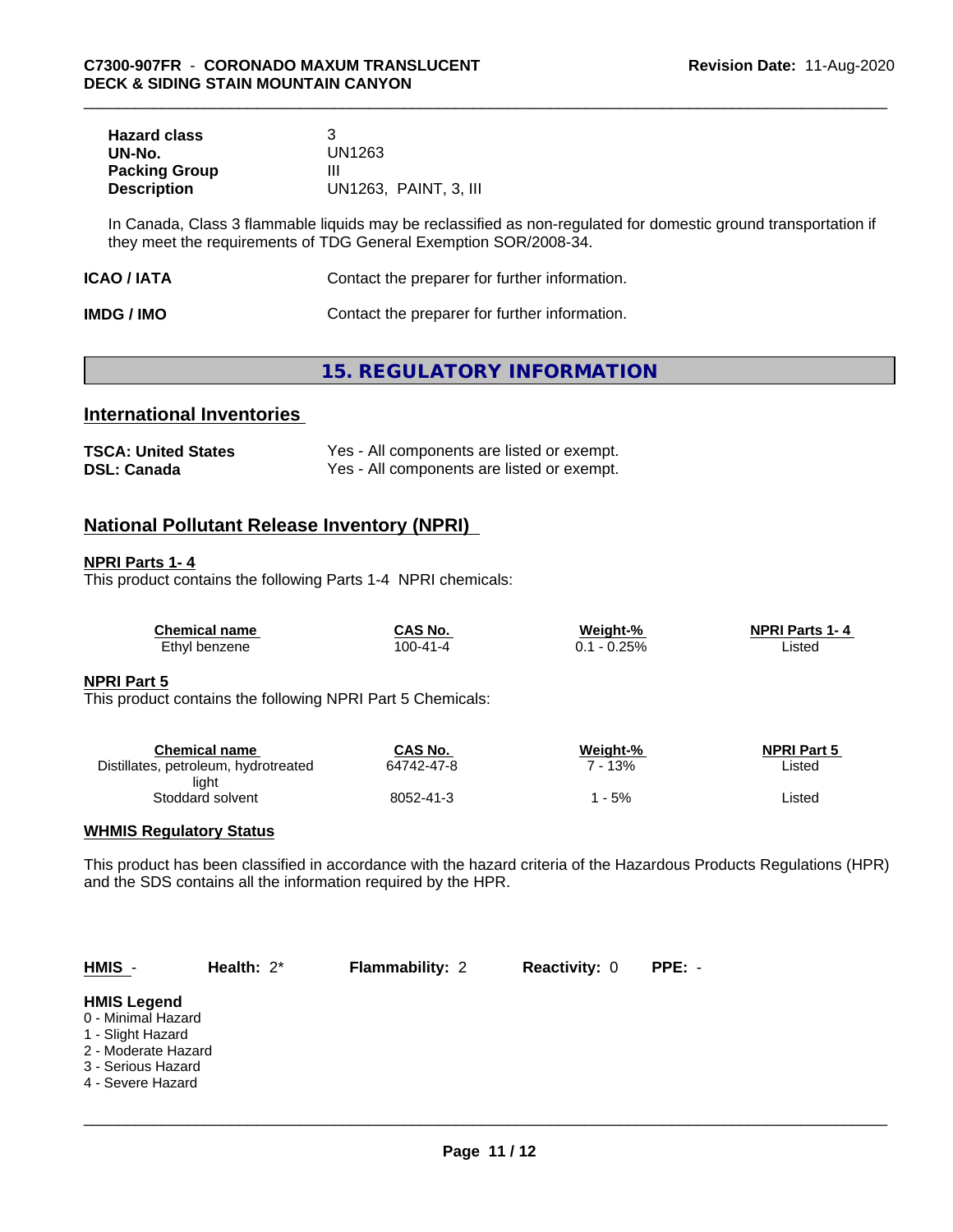| | |
|---|---|
| **Hazard class** | 3 |
| **UN-No.** | UN1263 |
| **Packing Group** | III |
| **Description** | UN1263, PAINT, 3, III |

In Canada, Class 3 flammable liquids may be reclassified as non-regulated for domestic ground transportation if they meet the requirements of TDG General Exemption SOR/2008-34.

**ICAO / IATA** Contact the preparer for further information.

**IMDG / IMO** Contact the preparer for further information.

## 15. REGULATORY INFORMATION

### International Inventories

| | |
|---|---|
| **TSCA: United States** | Yes - All components are listed or exempt. |
| **DSL: Canada** | Yes - All components are listed or exempt. |

### National Pollutant Release Inventory (NPRI)

**NPRI Parts 1- 4**

This product contains the following Parts 1-4 NPRI chemicals:

| Chemical name | CAS No. | Weight-% | NPRI Parts 1- 4 |
|---|---|---|---|
| Ethyl benzene | 100-41-4 | 0.1 - 0.25% | Listed |

**NPRI Part 5**

This product contains the following NPRI Part 5 Chemicals:

| Chemical name | CAS No. | Weight-% | NPRI Part 5 |
|---|---|---|---|
| Distillates, petroleum, hydrotreated light | 64742-47-8 | 7 - 13% | Listed |
| Stoddard solvent | 8052-41-3 | 1 - 5% | Listed |

**WHMIS Regulatory Status**

This product has been classified in accordance with the hazard criteria of the Hazardous Products Regulations (HPR) and the SDS contains all the information required by the HPR.

**HMIS** - **Health:** 2* **Flammability:** 2 **Reactivity:** 0 **PPE:** -

**HMIS Legend**

0 - Minimal Hazard
1 - Slight Hazard
2 - Moderate Hazard
3 - Serious Hazard
4 - Severe Hazard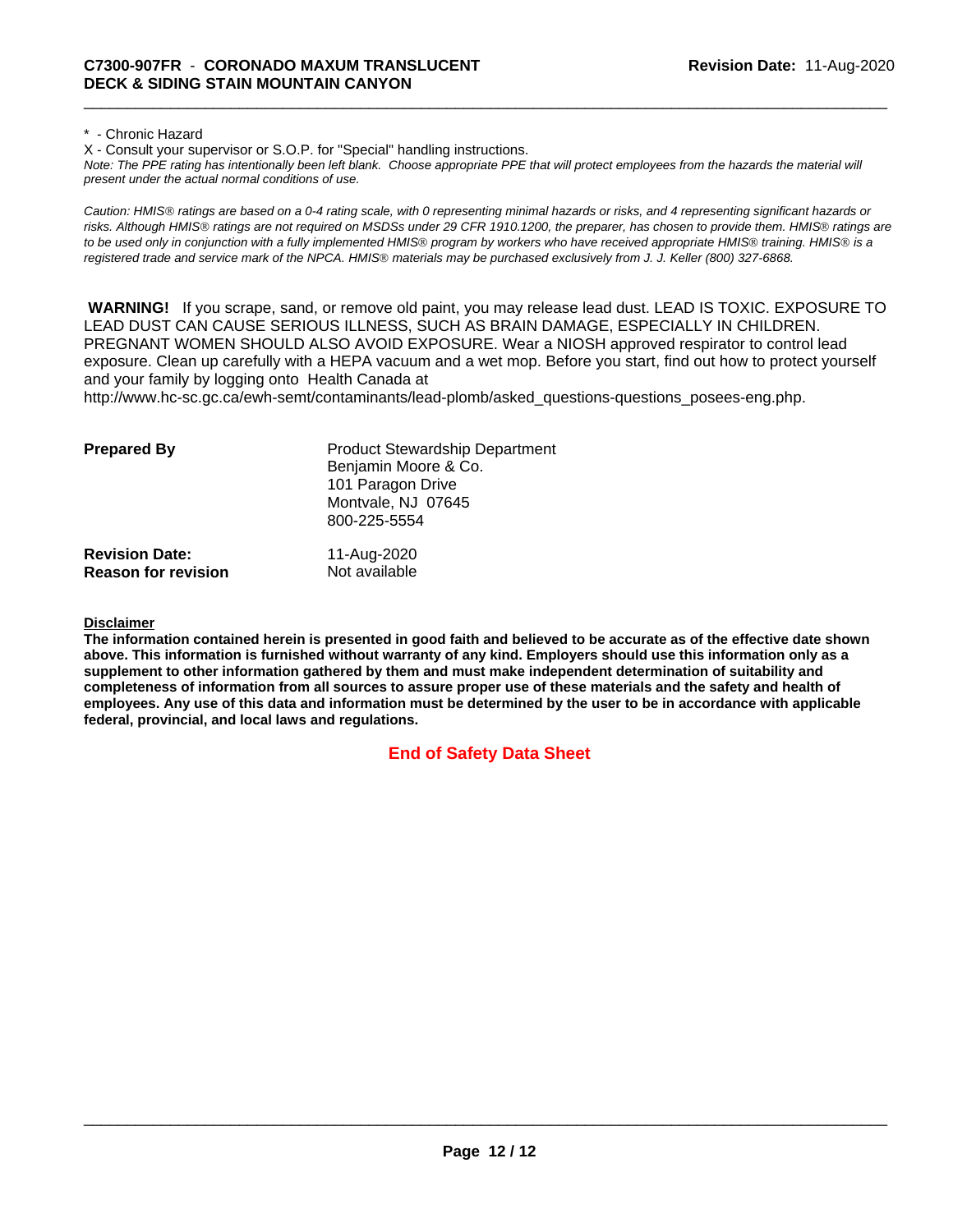\* - Chronic Hazard

X - Consult your supervisor or S.O.P. for "Special" handling instructions.

*Note: The PPE rating has intentionally been left blank. Choose appropriate PPE that will protect employees from the hazards the material will present under the actual normal conditions of use.*

*Caution: HMIS® ratings are based on a 0-4 rating scale, with 0 representing minimal hazards or risks, and 4 representing significant hazards or risks. Although HMIS® ratings are not required on MSDSs under 29 CFR 1910.1200, the preparer, has chosen to provide them. HMIS® ratings are to be used only in conjunction with a fully implemented HMIS® program by workers who have received appropriate HMIS® training. HMIS® is a registered trade and service mark of the NPCA. HMIS® materials may be purchased exclusively from J. J. Keller (800) 327-6868.*

**WARNING!** If you scrape, sand, or remove old paint, you may release lead dust. LEAD IS TOXIC. EXPOSURE TO LEAD DUST CAN CAUSE SERIOUS ILLNESS, SUCH AS BRAIN DAMAGE, ESPECIALLY IN CHILDREN. PREGNANT WOMEN SHOULD ALSO AVOID EXPOSURE. Wear a NIOSH approved respirator to control lead exposure. Clean up carefully with a HEPA vacuum and a wet mop. Before you start, find out how to protect yourself and your family by logging onto Health Canada at http://www.hc-sc.gc.ca/ewh-semt/contaminants/lead-plomb/asked_questions-questions_posees-eng.php.

| | |
|---|---|
| **Prepared By** | Product Stewardship Department<br>Benjamin Moore & Co.<br>101 Paragon Drive<br>Montvale, NJ 07645<br>800-225-5554 |
| **Revision Date:** | 11-Aug-2020 |
| **Reason for revision** | Not available |

**Disclaimer**

**The information contained herein is presented in good faith and believed to be accurate as of the effective date shown above. This information is furnished without warranty of any kind. Employers should use this information only as a supplement to other information gathered by them and must make independent determination of suitability and completeness of information from all sources to assure proper use of these materials and the safety and health of employees. Any use of this data and information must be determined by the user to be in accordance with applicable federal, provincial, and local laws and regulations.**

**End of Safety Data Sheet**